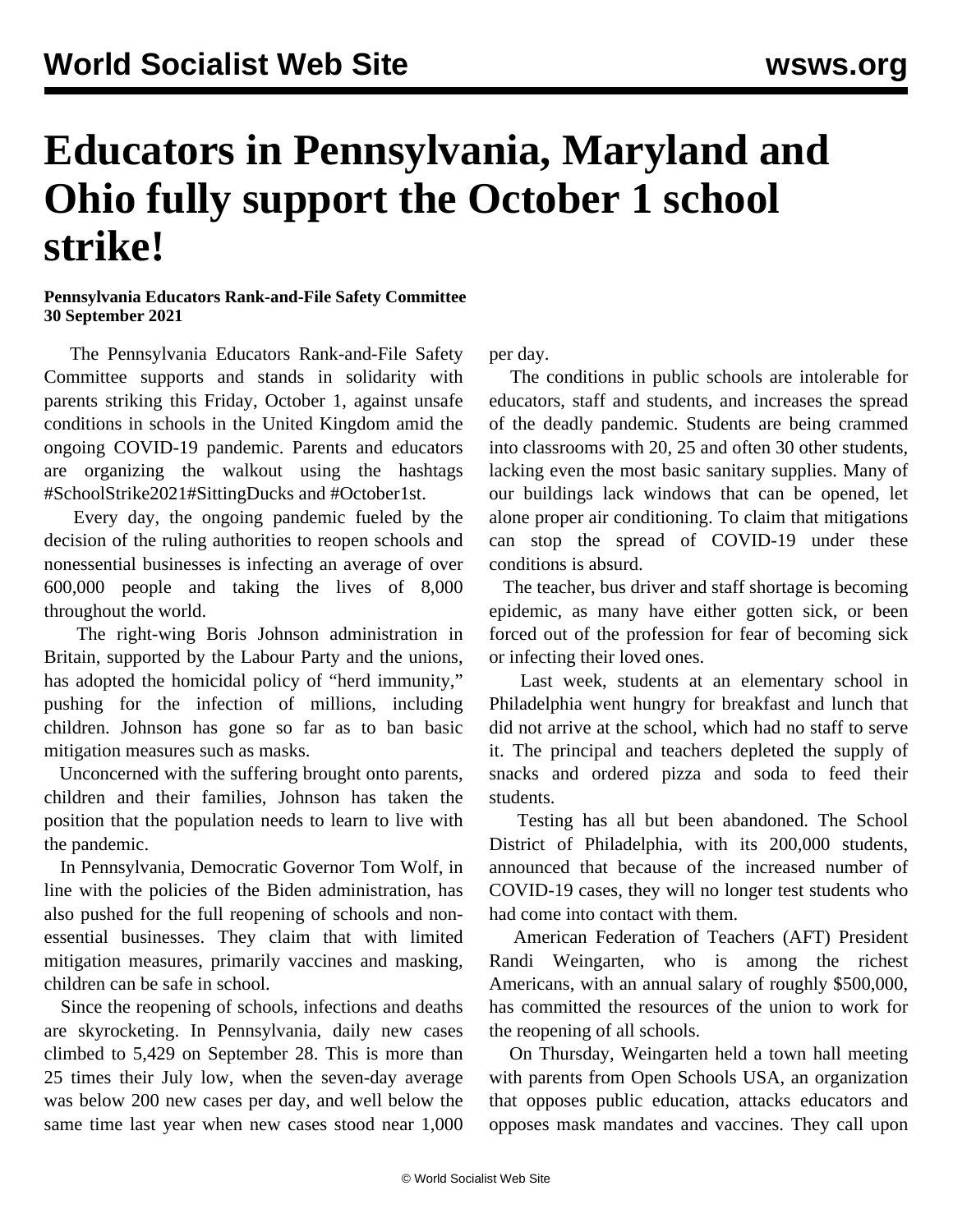# Educators in Pennsylvania, Maryland and Ohio fully support the October 1 school strike!

**Pennsylvania Educators Rank-and-File Safety Committee**
**30 September 2021**

The Pennsylvania Educators Rank-and-File Safety Committee supports and stands in solidarity with parents striking this Friday, October 1, against unsafe conditions in schools in the United Kingdom amid the ongoing COVID-19 pandemic. Parents and educators are organizing the walkout using the hashtags #SchoolStrike2021#SittingDucks and #October1st.

Every day, the ongoing pandemic fueled by the decision of the ruling authorities to reopen schools and nonessential businesses is infecting an average of over 600,000 people and taking the lives of 8,000 throughout the world.

The right-wing Boris Johnson administration in Britain, supported by the Labour Party and the unions, has adopted the homicidal policy of "herd immunity," pushing for the infection of millions, including children. Johnson has gone so far as to ban basic mitigation measures such as masks.

Unconcerned with the suffering brought onto parents, children and their families, Johnson has taken the position that the population needs to learn to live with the pandemic.

In Pennsylvania, Democratic Governor Tom Wolf, in line with the policies of the Biden administration, has also pushed for the full reopening of schools and non-essential businesses. They claim that with limited mitigation measures, primarily vaccines and masking, children can be safe in school.

Since the reopening of schools, infections and deaths are skyrocketing. In Pennsylvania, daily new cases climbed to 5,429 on September 28. This is more than 25 times their July low, when the seven-day average was below 200 new cases per day, and well below the same time last year when new cases stood near 1,000 per day.

The conditions in public schools are intolerable for educators, staff and students, and increases the spread of the deadly pandemic. Students are being crammed into classrooms with 20, 25 and often 30 other students, lacking even the most basic sanitary supplies. Many of our buildings lack windows that can be opened, let alone proper air conditioning. To claim that mitigations can stop the spread of COVID-19 under these conditions is absurd.

The teacher, bus driver and staff shortage is becoming epidemic, as many have either gotten sick, or been forced out of the profession for fear of becoming sick or infecting their loved ones.

Last week, students at an elementary school in Philadelphia went hungry for breakfast and lunch that did not arrive at the school, which had no staff to serve it. The principal and teachers depleted the supply of snacks and ordered pizza and soda to feed their students.

Testing has all but been abandoned. The School District of Philadelphia, with its 200,000 students, announced that because of the increased number of COVID-19 cases, they will no longer test students who had come into contact with them.

American Federation of Teachers (AFT) President Randi Weingarten, who is among the richest Americans, with an annual salary of roughly $500,000, has committed the resources of the union to work for the reopening of all schools.

On Thursday, Weingarten held a town hall meeting with parents from Open Schools USA, an organization that opposes public education, attacks educators and opposes mask mandates and vaccines. They call upon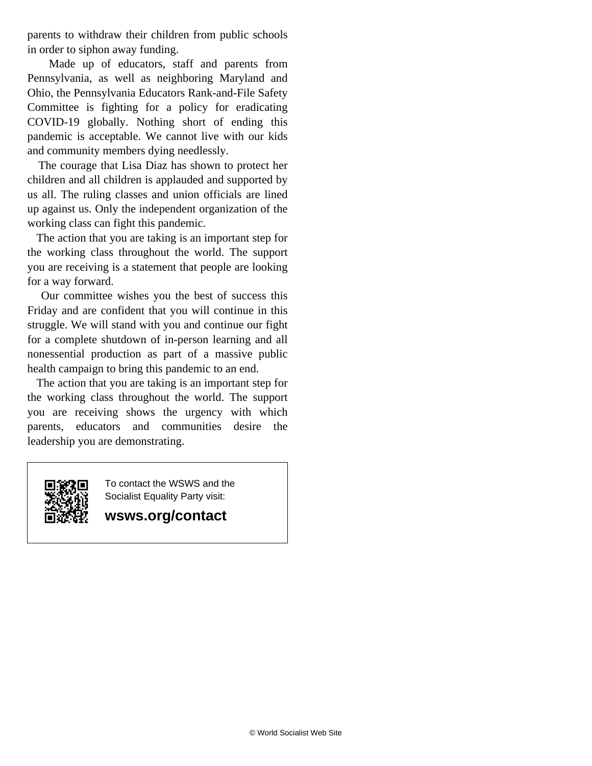parents to withdraw their children from public schools in order to siphon away funding.

Made up of educators, staff and parents from Pennsylvania, as well as neighboring Maryland and Ohio, the Pennsylvania Educators Rank-and-File Safety Committee is fighting for a policy for eradicating COVID-19 globally. Nothing short of ending this pandemic is acceptable. We cannot live with our kids and community members dying needlessly.

The courage that Lisa Diaz has shown to protect her children and all children is applauded and supported by us all. The ruling classes and union officials are lined up against us. Only the independent organization of the working class can fight this pandemic.

The action that you are taking is an important step for the working class throughout the world. The support you are receiving is a statement that people are looking for a way forward.

Our committee wishes you the best of success this Friday and are confident that you will continue in this struggle. We will stand with you and continue our fight for a complete shutdown of in-person learning and all nonessential production as part of a massive public health campaign to bring this pandemic to an end.

The action that you are taking is an important step for the working class throughout the world. The support you are receiving shows the urgency with which parents, educators and communities desire the leadership you are demonstrating.

To contact the WSWS and the Socialist Equality Party visit:

**wsws.org/contact**